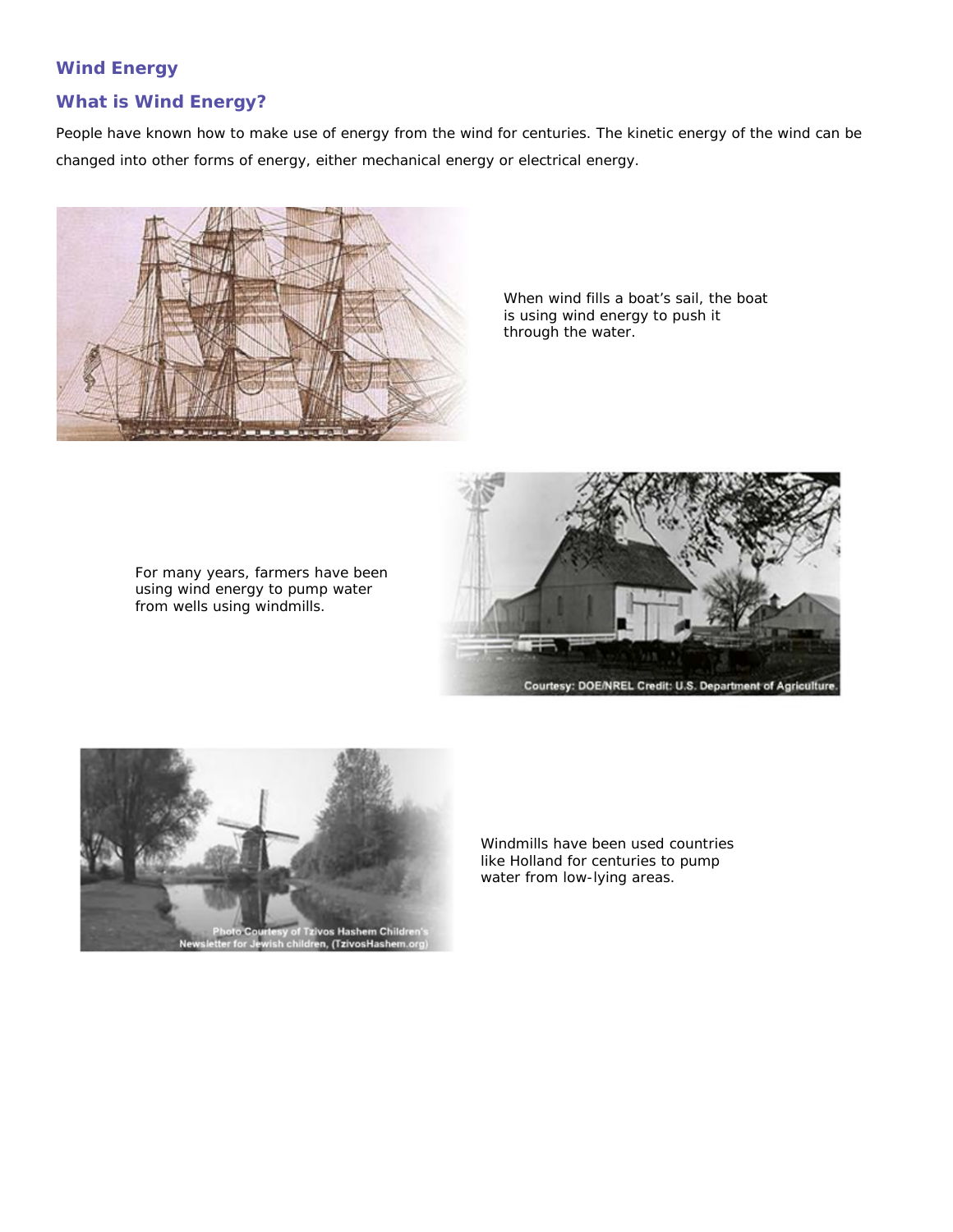# Wind Energy

## What is Wind Energy?

People have known how to make use of energy from the wind for centuries. The kinetic energy of the wind can be changed into other forms of energy, either mechanical energy or electrical energy.

When wind fills a boat's sail, the boat is using wind energy to push it through the water.

For many years, farmers have been using wind energy to pump water from wells using windmills.

Courtesy: DOE/NREL Credit: U.S. Department of Agriculture.

Photo Courtesy of Tzivos Hashem Children's Newsletter for Jewish children, (TzivosHashem.org)

Windmills have been used countries like Holland for centuries to pump water from low-lying areas.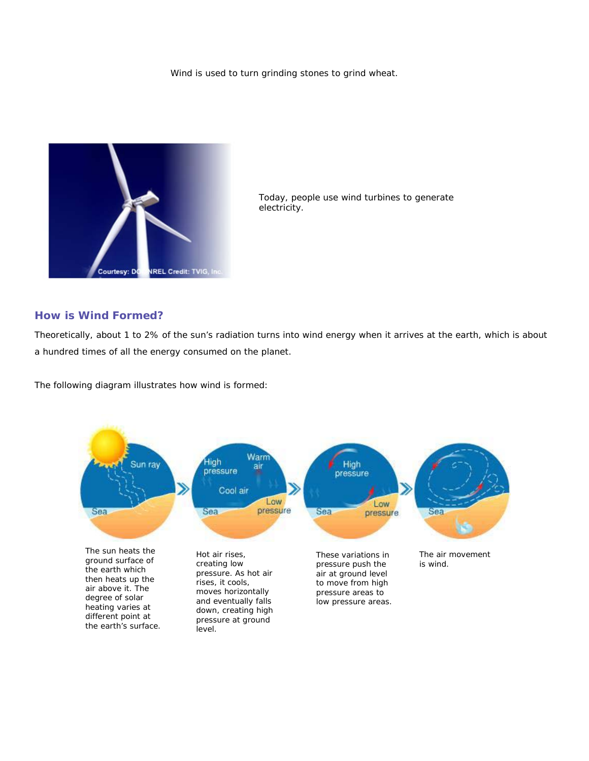Wind is used to turn grinding stones to grind wheat.

Today, people use wind turbines to generate electricity.

## How is Wind Formed?

Theoretically, about 1 to 2% of the sun's radiation turns into wind energy when it arrives at the earth, which is about a hundred times of all the energy consumed on the planet.

The following diagram illustrates how wind is formed:

The sun heats the ground surface of the earth which then heats up the air above it. The degree of solar heating varies at different point at the earth's surface.

Hot air rises, creating low pressure. As hot air rises, it cools, moves horizontally and eventually falls down, creating high pressure at ground level.

These variations in pressure push the air at ground level to move from high pressure areas to low pressure areas.

The air movement is wind.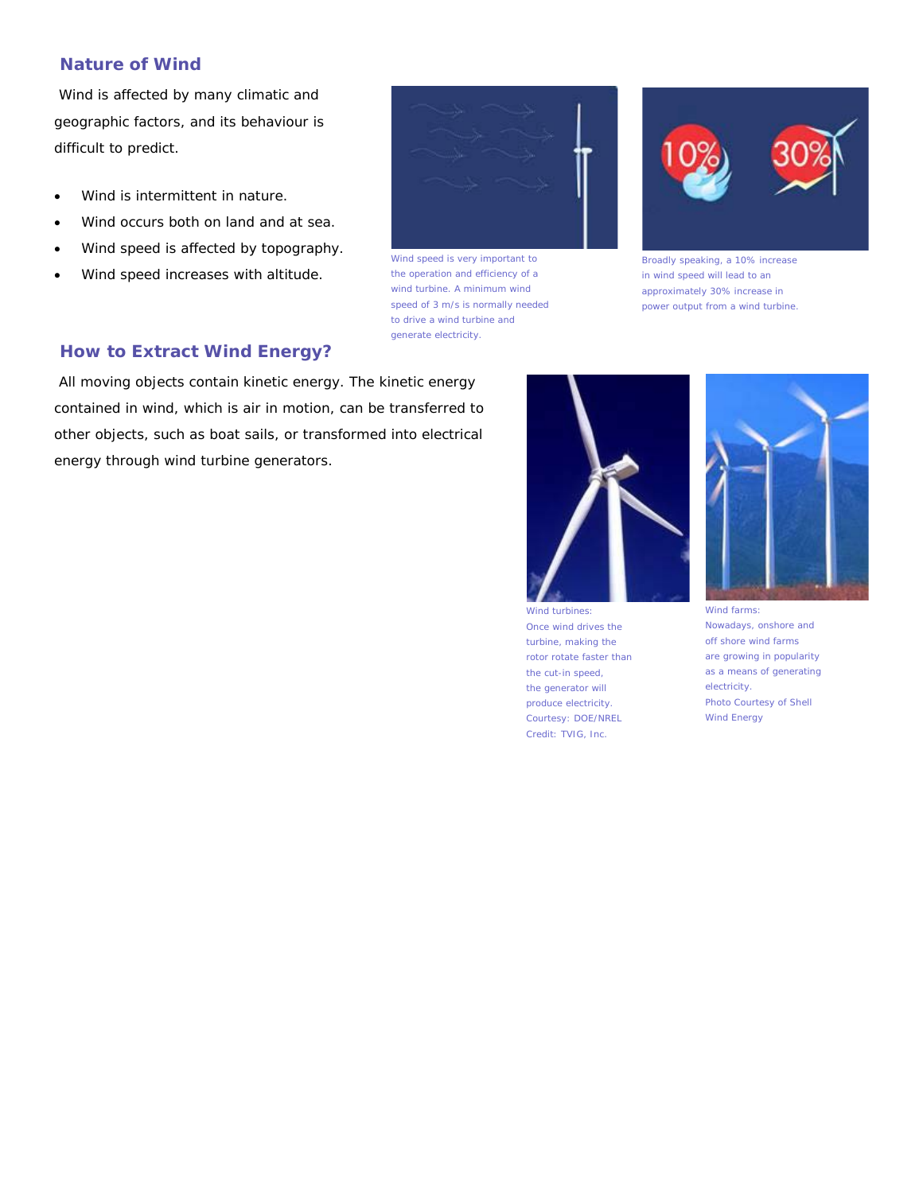## Nature of Wind

Wind is affected by many climatic and geographic factors, and its behaviour is difficult to predict.

- Wind is intermittent in nature.
- Wind occurs both on land and at sea.
- Wind speed is affected by topography.
- Wind speed increases with altitude.

Wind speed is very important to the operation and efficiency of a wind turbine. A minimum wind speed of 3 m/s is normally needed to drive a wind turbine and generate electricity.

Broadly speaking, a 10% increase in wind speed will lead to an approximately 30% increase in power output from a wind turbine.

## How to Extract Wind Energy?

All moving objects contain kinetic energy. The kinetic energy contained in wind, which is air in motion, can be transferred to other objects, such as boat sails, or transformed into electrical energy through wind turbine generators.

Wind turbines:
Once wind drives the turbine, making the rotor rotate faster than the cut-in speed, the generator will produce electricity.
Courtesy: DOE/NREL
Credit: TVIG, Inc.

Wind farms:
Nowadays, onshore and off shore wind farms are growing in popularity as a means of generating electricity.
Photo Courtesy of Shell Wind Energy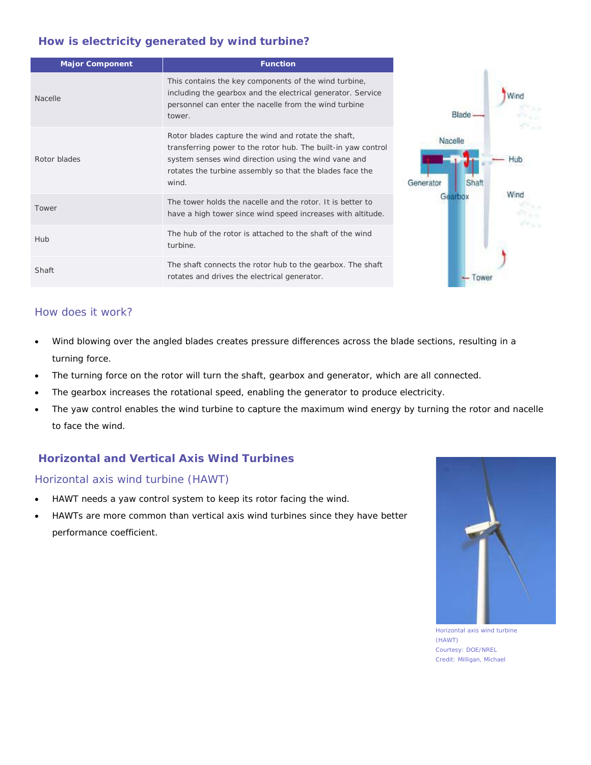## How is electricity generated by wind turbine?

| Major Component | Function |
|---|---|
| Nacelle | This contains the key components of the wind turbine, including the gearbox and the electrical generator. Service personnel can enter the nacelle from the wind turbine tower. |
| Rotor blades | Rotor blades capture the wind and rotate the shaft, transferring power to the rotor hub. The built-in yaw control system senses wind direction using the wind vane and rotates the turbine assembly so that the blades face the wind. |
| Tower | The tower holds the nacelle and the rotor. It is better to have a high tower since wind speed increases with altitude. |
| Hub | The hub of the rotor is attached to the shaft of the wind turbine. |
| Shaft | The shaft connects the rotor hub to the gearbox. The shaft rotates and drives the electrical generator. |

### How does it work?

- Wind blowing over the angled blades creates pressure differences across the blade sections, resulting in a turning force.
- The turning force on the rotor will turn the shaft, gearbox and generator, which are all connected.
- The gearbox increases the rotational speed, enabling the generator to produce electricity.
- The yaw control enables the wind turbine to capture the maximum wind energy by turning the rotor and nacelle to face the wind.

## Horizontal and Vertical Axis Wind Turbines

### Horizontal axis wind turbine (HAWT)

- HAWT needs a yaw control system to keep its rotor facing the wind.
- HAWTs are more common than vertical axis wind turbines since they have better performance coefficient.

Horizontal axis wind turbine (HAWT)
Courtesy: DOE/NREL
Credit: Milligan, Michael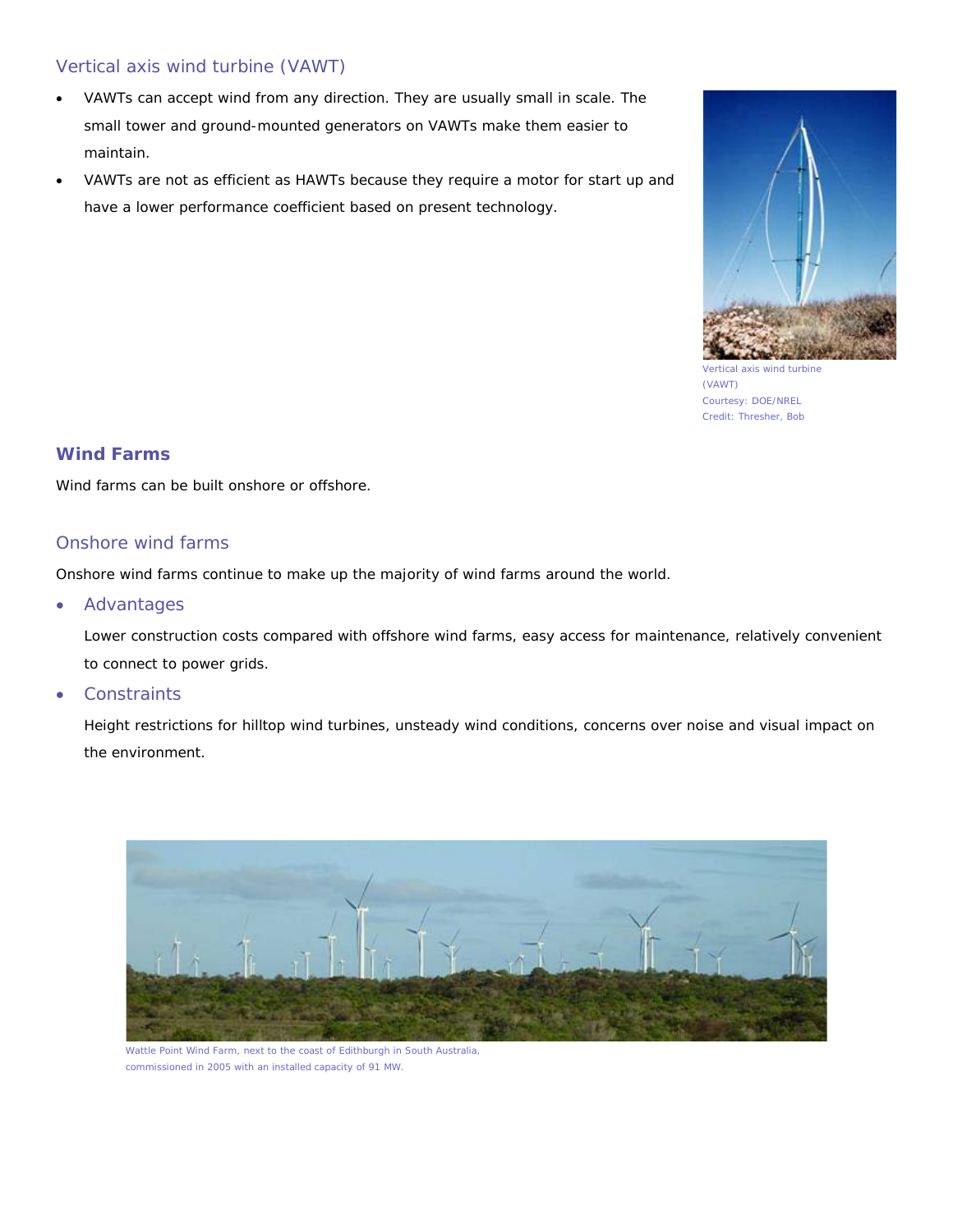### Vertical axis wind turbine (VAWT)

- VAWTs can accept wind from any direction. They are usually small in scale. The small tower and ground-mounted generators on VAWTs make them easier to maintain.
- VAWTs are not as efficient as HAWTs because they require a motor for start up and have a lower performance coefficient based on present technology.

Vertical axis wind turbine (VAWT)
Courtesy: DOE/NREL
Credit: Thresher, Bob

## Wind Farms

Wind farms can be built onshore or offshore.

### Onshore wind farms

Onshore wind farms continue to make up the majority of wind farms around the world.

- Advantages

  Lower construction costs compared with offshore wind farms, easy access for maintenance, relatively convenient to connect to power grids.

- Constraints

  Height restrictions for hilltop wind turbines, unsteady wind conditions, concerns over noise and visual impact on the environment.

Wattle Point Wind Farm, next to the coast of Edithburgh in South Australia, commissioned in 2005 with an installed capacity of 91 MW.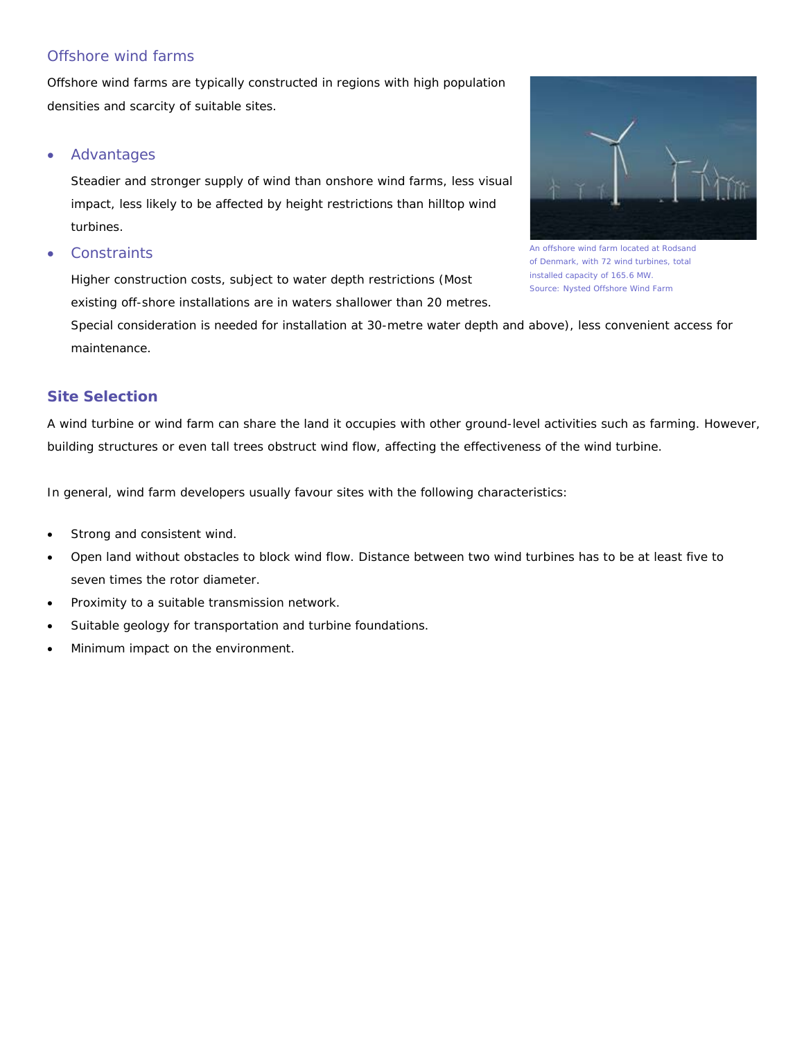### Offshore wind farms

Offshore wind farms are typically constructed in regions with high population densities and scarcity of suitable sites.

- ### Advantages

  Steadier and stronger supply of wind than onshore wind farms, less visual impact, less likely to be affected by height restrictions than hilltop wind turbines.

- ### Constraints

  Higher construction costs, subject to water depth restrictions (Most existing off-shore installations are in waters shallower than 20 metres. Special consideration is needed for installation at 30-metre water depth and above), less convenient access for maintenance.

An offshore wind farm located at Rodsand of Denmark, with 72 wind turbines, total installed capacity of 165.6 MW.
Source: Nysted Offshore Wind Farm

## Site Selection

A wind turbine or wind farm can share the land it occupies with other ground-level activities such as farming. However, building structures or even tall trees obstruct wind flow, affecting the effectiveness of the wind turbine.

In general, wind farm developers usually favour sites with the following characteristics:

- Strong and consistent wind.
- Open land without obstacles to block wind flow. Distance between two wind turbines has to be at least five to seven times the rotor diameter.
- Proximity to a suitable transmission network.
- Suitable geology for transportation and turbine foundations.
- Minimum impact on the environment.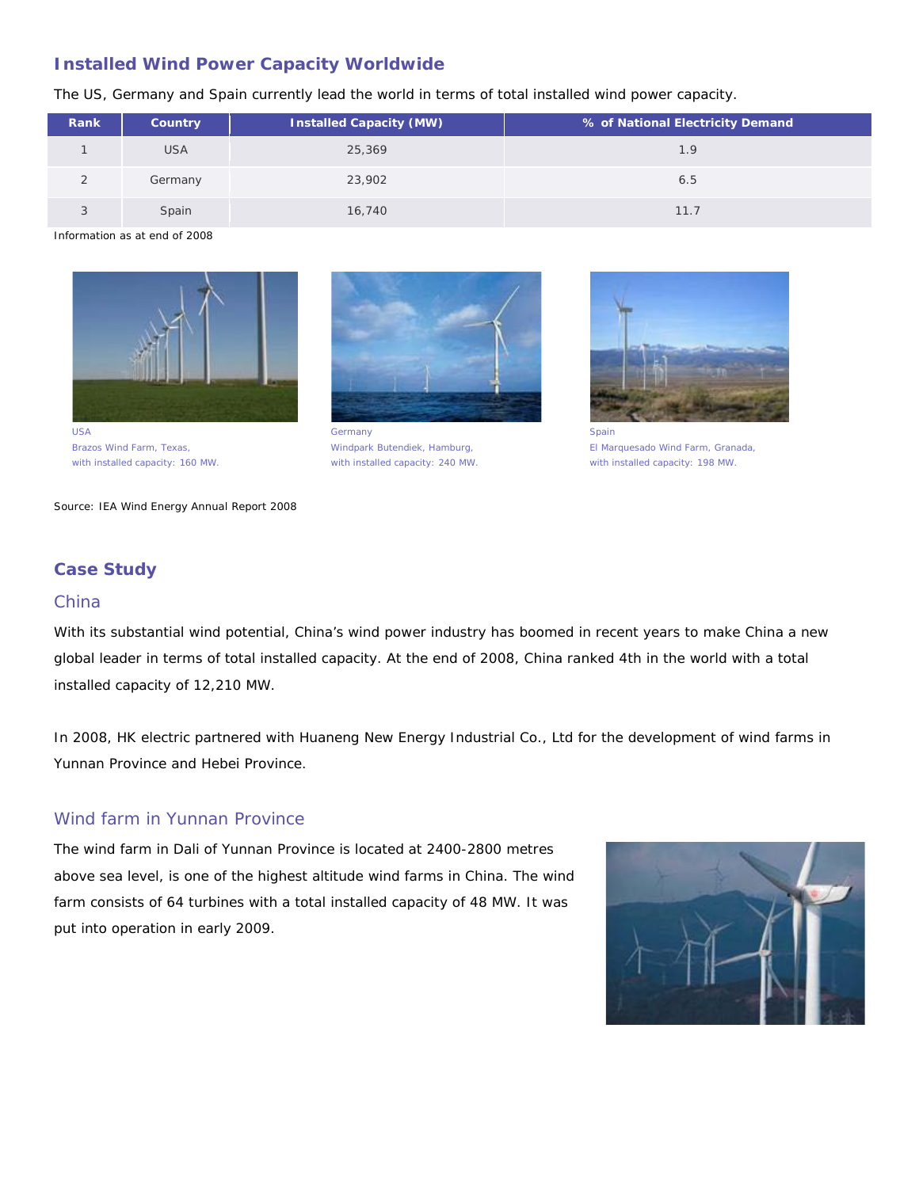## Installed Wind Power Capacity Worldwide

The US, Germany and Spain currently lead the world in terms of total installed wind power capacity.

| Rank | Country | Installed Capacity (MW) | % of National Electricity Demand |
|---|---|---|---|
| 1 | USA | 25,369 | 1.9 |
| 2 | Germany | 23,902 | 6.5 |
| 3 | Spain | 16,740 | 11.7 |

Information as at end of 2008

USA
Brazos Wind Farm, Texas,
with installed capacity: 160 MW.

Germany
Windpark Butendiek, Hamburg,
with installed capacity: 240 MW.

Spain
El Marquesado Wind Farm, Granada,
with installed capacity: 198 MW.

Source: IEA Wind Energy Annual Report 2008

## Case Study

### China

With its substantial wind potential, China's wind power industry has boomed in recent years to make China a new global leader in terms of total installed capacity. At the end of 2008, China ranked 4th in the world with a total installed capacity of 12,210 MW.

In 2008, HK electric partnered with Huaneng New Energy Industrial Co., Ltd for the development of wind farms in Yunnan Province and Hebei Province.

### Wind farm in Yunnan Province

The wind farm in Dali of Yunnan Province is located at 2400-2800 metres above sea level, is one of the highest altitude wind farms in China. The wind farm consists of 64 turbines with a total installed capacity of 48 MW. It was put into operation in early 2009.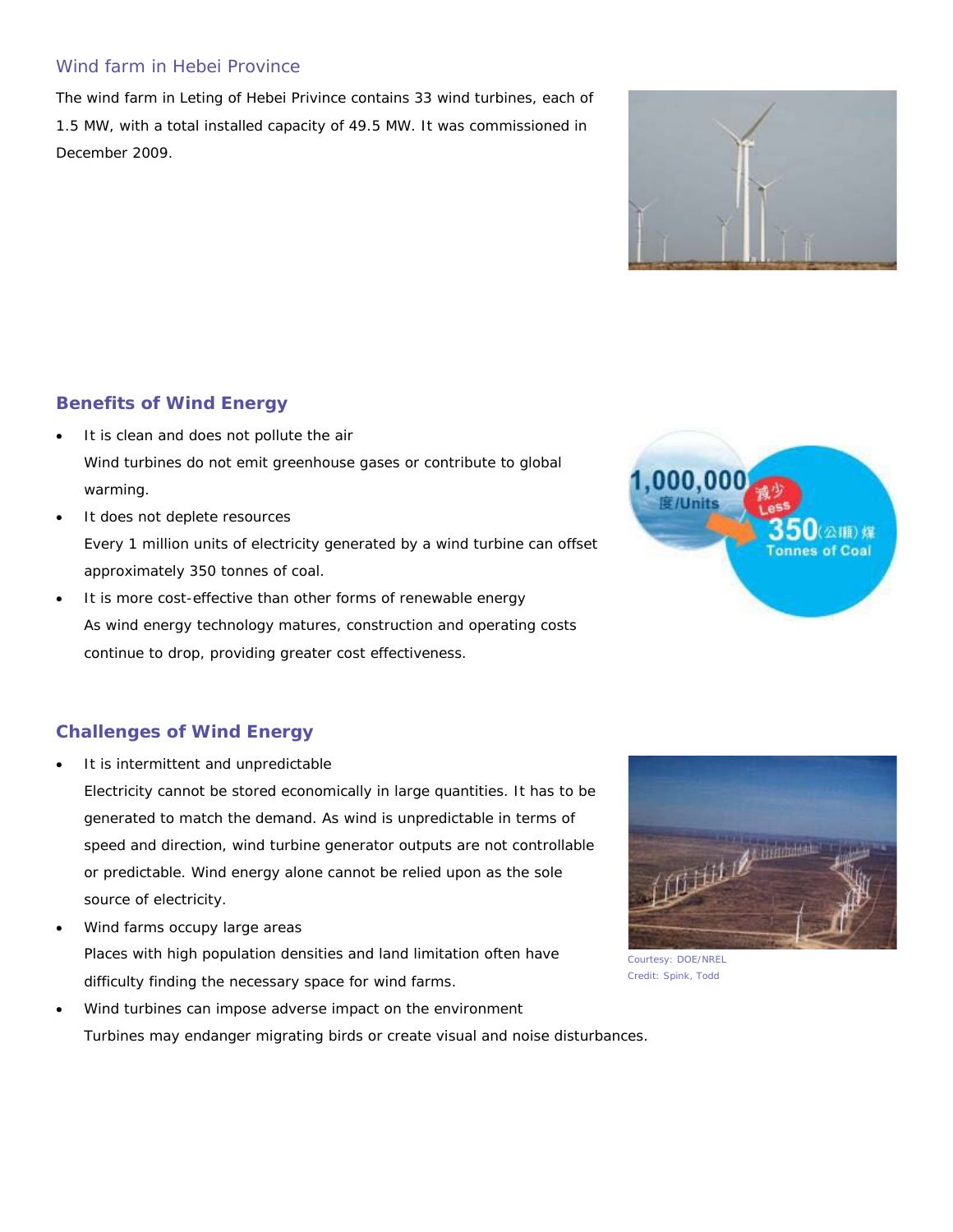## Wind farm in Hebei Province

The wind farm in Leting of Hebei Privince contains 33 wind turbines, each of 1.5 MW, with a total installed capacity of 49.5 MW. It was commissioned in December 2009.

## Benefits of Wind Energy

- It is clean and does not pollute the air
  Wind turbines do not emit greenhouse gases or contribute to global warming.
- It does not deplete resources
  Every 1 million units of electricity generated by a wind turbine can offset approximately 350 tonnes of coal.
- It is more cost-effective than other forms of renewable energy
  As wind energy technology matures, construction and operating costs continue to drop, providing greater cost effectiveness.

## Challenges of Wind Energy

- It is intermittent and unpredictable
  Electricity cannot be stored economically in large quantities. It has to be generated to match the demand. As wind is unpredictable in terms of speed and direction, wind turbine generator outputs are not controllable or predictable. Wind energy alone cannot be relied upon as the sole source of electricity.
- Wind farms occupy large areas
  Places with high population densities and land limitation often have difficulty finding the necessary space for wind farms.
- Wind turbines can impose adverse impact on the environment
  Turbines may endanger migrating birds or create visual and noise disturbances.

Courtesy: DOE/NREL
Credit: Spink, Todd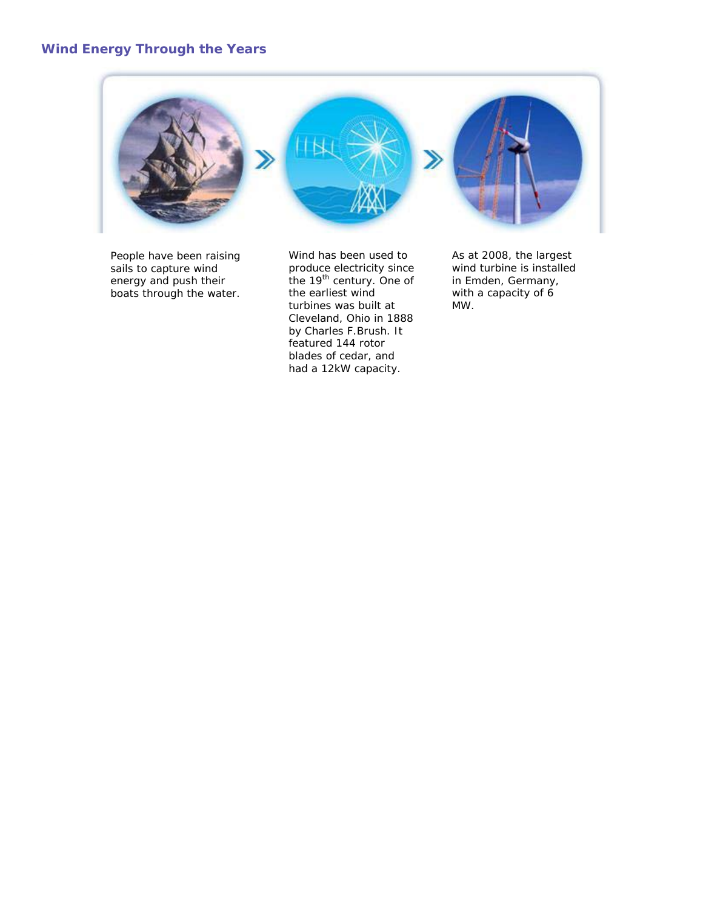## Wind Energy Through the Years

People have been raising sails to capture wind energy and push their boats through the water.

Wind has been used to produce electricity since the 19th century. One of the earliest wind turbines was built at Cleveland, Ohio in 1888 by Charles F.Brush. It featured 144 rotor blades of cedar, and had a 12kW capacity.

As at 2008, the largest wind turbine is installed in Emden, Germany, with a capacity of 6 MW.